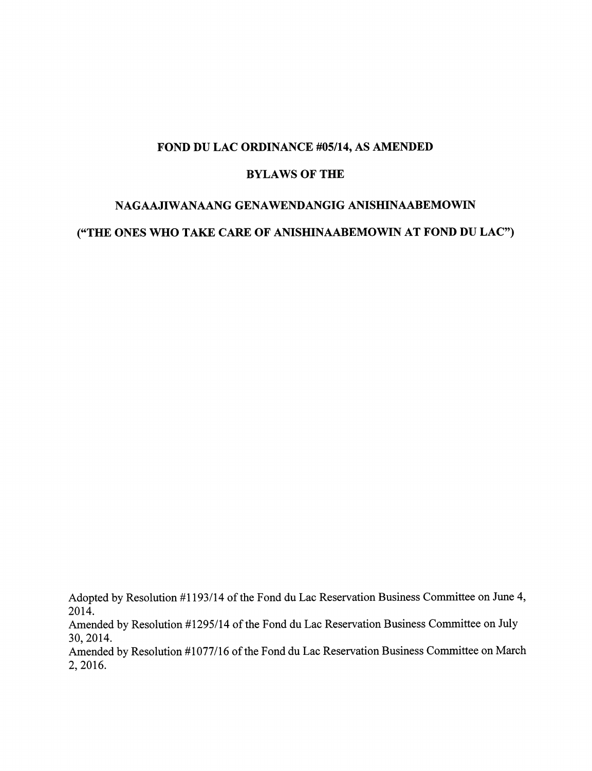# FOND DU LAC ORDINANCE #05/14, AS AMENDED

# BYLAWS OF THE

# NAGAAJIWANAANG GENAWENDANGIG ANISHINAABEMOWIN

# ("THE ONES WHO TAKE CARE OF ANISHINAABEMOWIN AT FOND DU LAC")

Adopted by Resolution #1193/14 of the Fond du Lac Reservation Business Committee on June 4, 2014.
Amended by Resolution #1295/14 of the Fond du Lac Reservation Business Committee on July 30, 2014.
Amended by Resolution #1077/16 of the Fond du Lac Reservation Business Committee on March 2, 2016.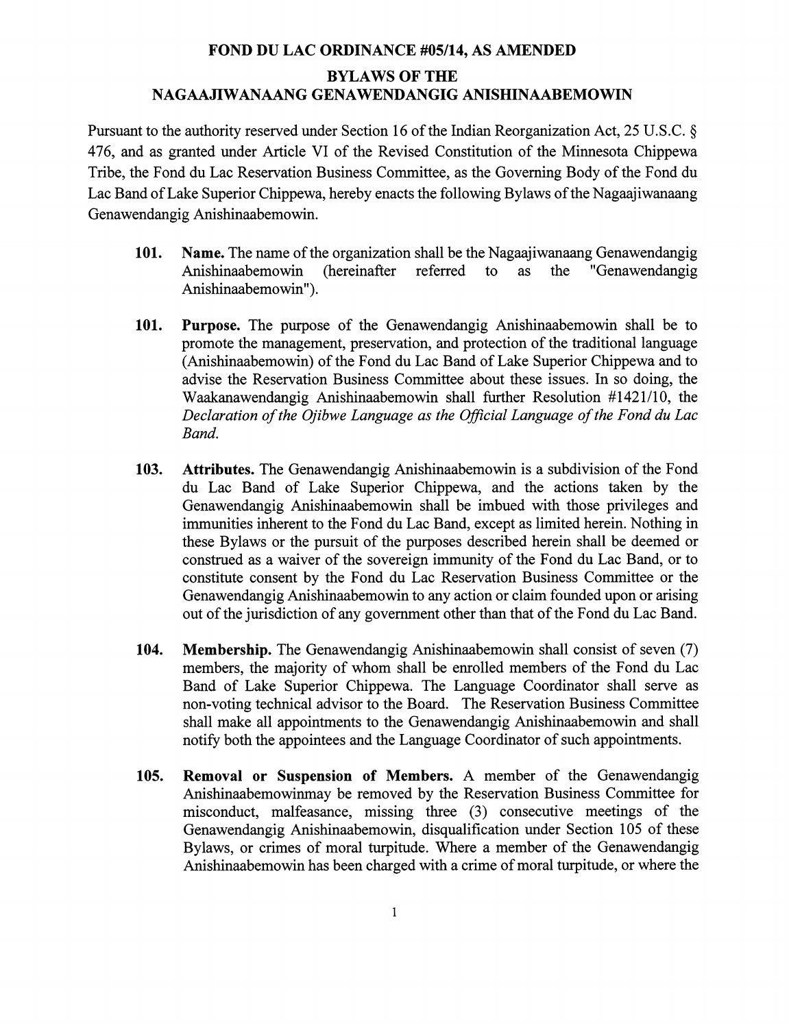# FOND DU LAC ORDINANCE #05/14, AS AMENDED

## BYLAWS OF THE NAGAAJIWANAANG GENAWENDANGIG ANISHINAABEMOWIN

Pursuant to the authority reserved under Section 16 of the Indian Reorganization Act, 25 U.S.C. § 476, and as granted under Article VI of the Revised Constitution of the Minnesota Chippewa Tribe, the Fond du Lac Reservation Business Committee, as the Governing Body of the Fond du Lac Band of Lake Superior Chippewa, hereby enacts the following Bylaws of the Nagaajiwanaang Genawendangig Anishinaabemowin.

**101. Name.** The name of the organization shall be the Nagaajiwanaang Genawendangig Anishinaabemowin (hereinafter referred to as the "Genawendangig Anishinaabemowin").

**101. Purpose.** The purpose of the Genawendangig Anishinaabemowin shall be to promote the management, preservation, and protection of the traditional language (Anishinaabemowin) of the Fond du Lac Band of Lake Superior Chippewa and to advise the Reservation Business Committee about these issues. In so doing, the Waakanawendangig Anishinaabemowin shall further Resolution #1421/10, the *Declaration of the Ojibwe Language as the Official Language of the Fond du Lac Band.*

**103. Attributes.** The Genawendangig Anishinaabemowin is a subdivision of the Fond du Lac Band of Lake Superior Chippewa, and the actions taken by the Genawendangig Anishinaabemowin shall be imbued with those privileges and immunities inherent to the Fond du Lac Band, except as limited herein. Nothing in these Bylaws or the pursuit of the purposes described herein shall be deemed or construed as a waiver of the sovereign immunity of the Fond du Lac Band, or to constitute consent by the Fond du Lac Reservation Business Committee or the Genawendangig Anishinaabemowin to any action or claim founded upon or arising out of the jurisdiction of any government other than that of the Fond du Lac Band.

**104. Membership.** The Genawendangig Anishinaabemowin shall consist of seven (7) members, the majority of whom shall be enrolled members of the Fond du Lac Band of Lake Superior Chippewa. The Language Coordinator shall serve as non-voting technical advisor to the Board. The Reservation Business Committee shall make all appointments to the Genawendangig Anishinaabemowin and shall notify both the appointees and the Language Coordinator of such appointments.

**105. Removal or Suspension of Members.** A member of the Genawendangig Anishinaabemowinmay be removed by the Reservation Business Committee for misconduct, malfeasance, missing three (3) consecutive meetings of the Genawendangig Anishinaabemowin, disqualification under Section 105 of these Bylaws, or crimes of moral turpitude. Where a member of the Genawendangig Anishinaabemowin has been charged with a crime of moral turpitude, or where the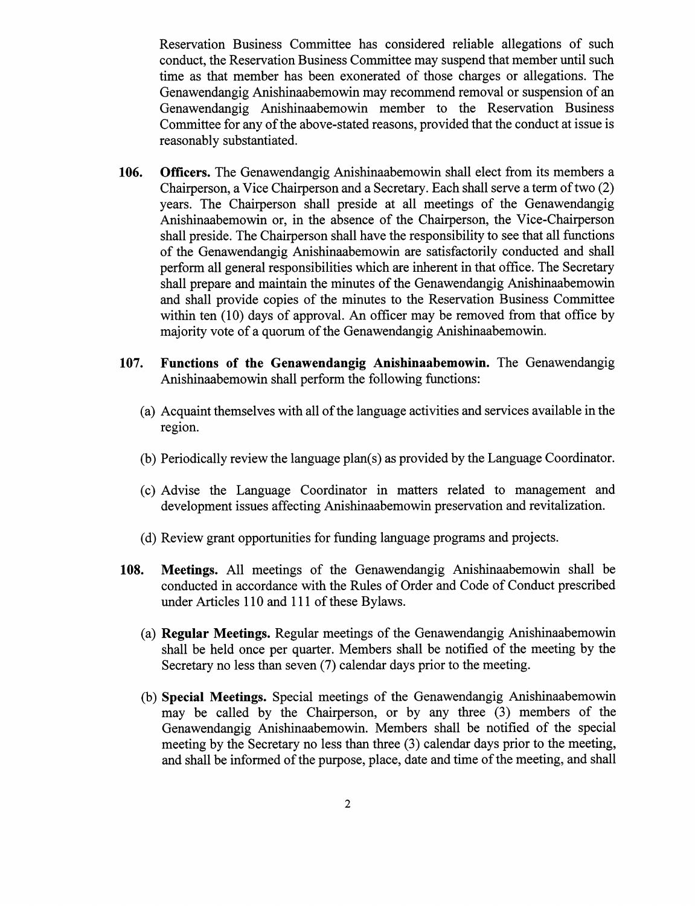Reservation Business Committee has considered reliable allegations of such conduct, the Reservation Business Committee may suspend that member until such time as that member has been exonerated of those charges or allegations. The Genawendangig Anishinaabemowin may recommend removal or suspension of an Genawendangig Anishinaabemowin member to the Reservation Business Committee for any of the above-stated reasons, provided that the conduct at issue is reasonably substantiated.

**106. Officers.** The Genawendangig Anishinaabemowin shall elect from its members a Chairperson, a Vice Chairperson and a Secretary. Each shall serve a term of two (2) years. The Chairperson shall preside at all meetings of the Genawendangig Anishinaabemowin or, in the absence of the Chairperson, the Vice-Chairperson shall preside. The Chairperson shall have the responsibility to see that all functions of the Genawendangig Anishinaabemowin are satisfactorily conducted and shall perform all general responsibilities which are inherent in that office. The Secretary shall prepare and maintain the minutes of the Genawendangig Anishinaabemowin and shall provide copies of the minutes to the Reservation Business Committee within ten (10) days of approval. An officer may be removed from that office by majority vote of a quorum of the Genawendangig Anishinaabemowin.

**107. Functions of the Genawendangig Anishinaabemowin.** The Genawendangig Anishinaabemowin shall perform the following functions:

(a) Acquaint themselves with all of the language activities and services available in the region.

(b) Periodically review the language plan(s) as provided by the Language Coordinator.

(c) Advise the Language Coordinator in matters related to management and development issues affecting Anishinaabemowin preservation and revitalization.

(d) Review grant opportunities for funding language programs and projects.

**108. Meetings.** All meetings of the Genawendangig Anishinaabemowin shall be conducted in accordance with the Rules of Order and Code of Conduct prescribed under Articles 110 and 111 of these Bylaws.

(a) **Regular Meetings.** Regular meetings of the Genawendangig Anishinaabemowin shall be held once per quarter. Members shall be notified of the meeting by the Secretary no less than seven (7) calendar days prior to the meeting.

(b) **Special Meetings.** Special meetings of the Genawendangig Anishinaabemowin may be called by the Chairperson, or by any three (3) members of the Genawendangig Anishinaabemowin. Members shall be notified of the special meeting by the Secretary no less than three (3) calendar days prior to the meeting, and shall be informed of the purpose, place, date and time of the meeting, and shall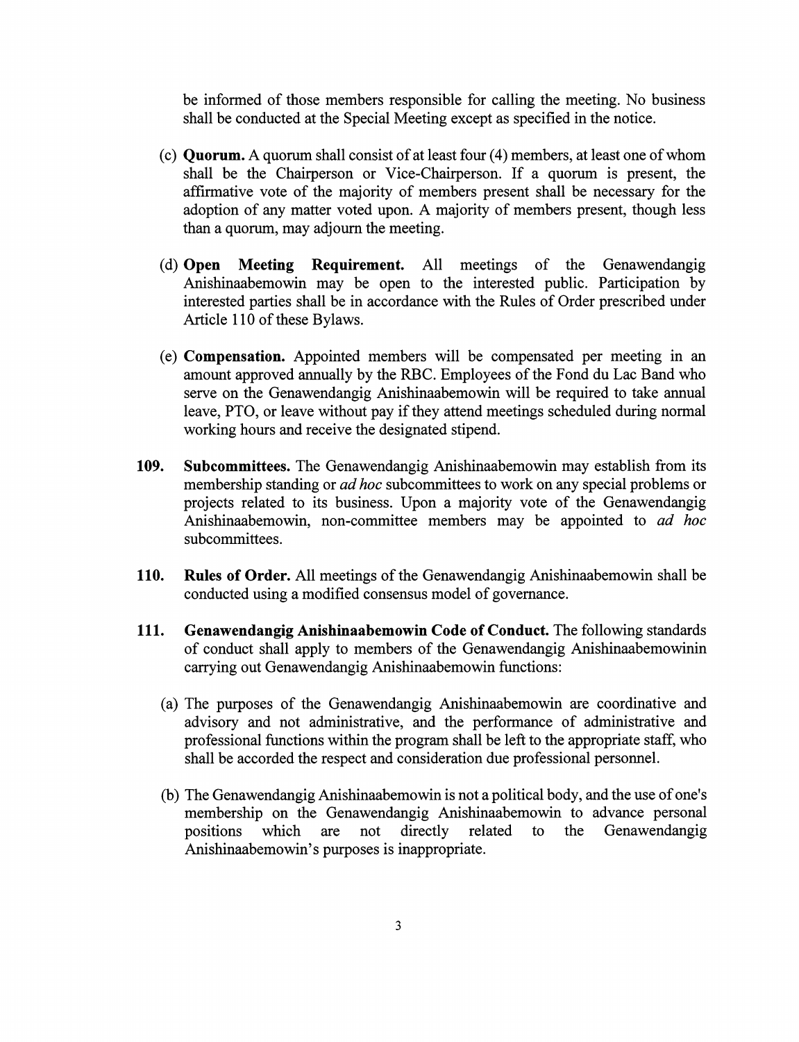be informed of those members responsible for calling the meeting. No business shall be conducted at the Special Meeting except as specified in the notice.

(c) **Quorum.** A quorum shall consist of at least four (4) members, at least one of whom shall be the Chairperson or Vice-Chairperson. If a quorum is present, the affirmative vote of the majority of members present shall be necessary for the adoption of any matter voted upon. A majority of members present, though less than a quorum, may adjourn the meeting.

(d) **Open Meeting Requirement.** All meetings of the Genawendangig Anishinaabemowin may be open to the interested public. Participation by interested parties shall be in accordance with the Rules of Order prescribed under Article 110 of these Bylaws.

(e) **Compensation.** Appointed members will be compensated per meeting in an amount approved annually by the RBC. Employees of the Fond du Lac Band who serve on the Genawendangig Anishinaabemowin will be required to take annual leave, PTO, or leave without pay if they attend meetings scheduled during normal working hours and receive the designated stipend.

**109. Subcommittees.** The Genawendangig Anishinaabemowin may establish from its membership standing or *ad hoc* subcommittees to work on any special problems or projects related to its business. Upon a majority vote of the Genawendangig Anishinaabemowin, non-committee members may be appointed to *ad hoc* subcommittees.

**110. Rules of Order.** All meetings of the Genawendangig Anishinaabemowin shall be conducted using a modified consensus model of governance.

**111. Genawendangig Anishinaabemowin Code of Conduct.** The following standards of conduct shall apply to members of the Genawendangig Anishinaabemowinin carrying out Genawendangig Anishinaabemowin functions:

(a) The purposes of the Genawendangig Anishinaabemowin are coordinative and advisory and not administrative, and the performance of administrative and professional functions within the program shall be left to the appropriate staff, who shall be accorded the respect and consideration due professional personnel.

(b) The Genawendangig Anishinaabemowin is not a political body, and the use of one's membership on the Genawendangig Anishinaabemowin to advance personal positions which are not directly related to the Genawendangig Anishinaabemowin's purposes is inappropriate.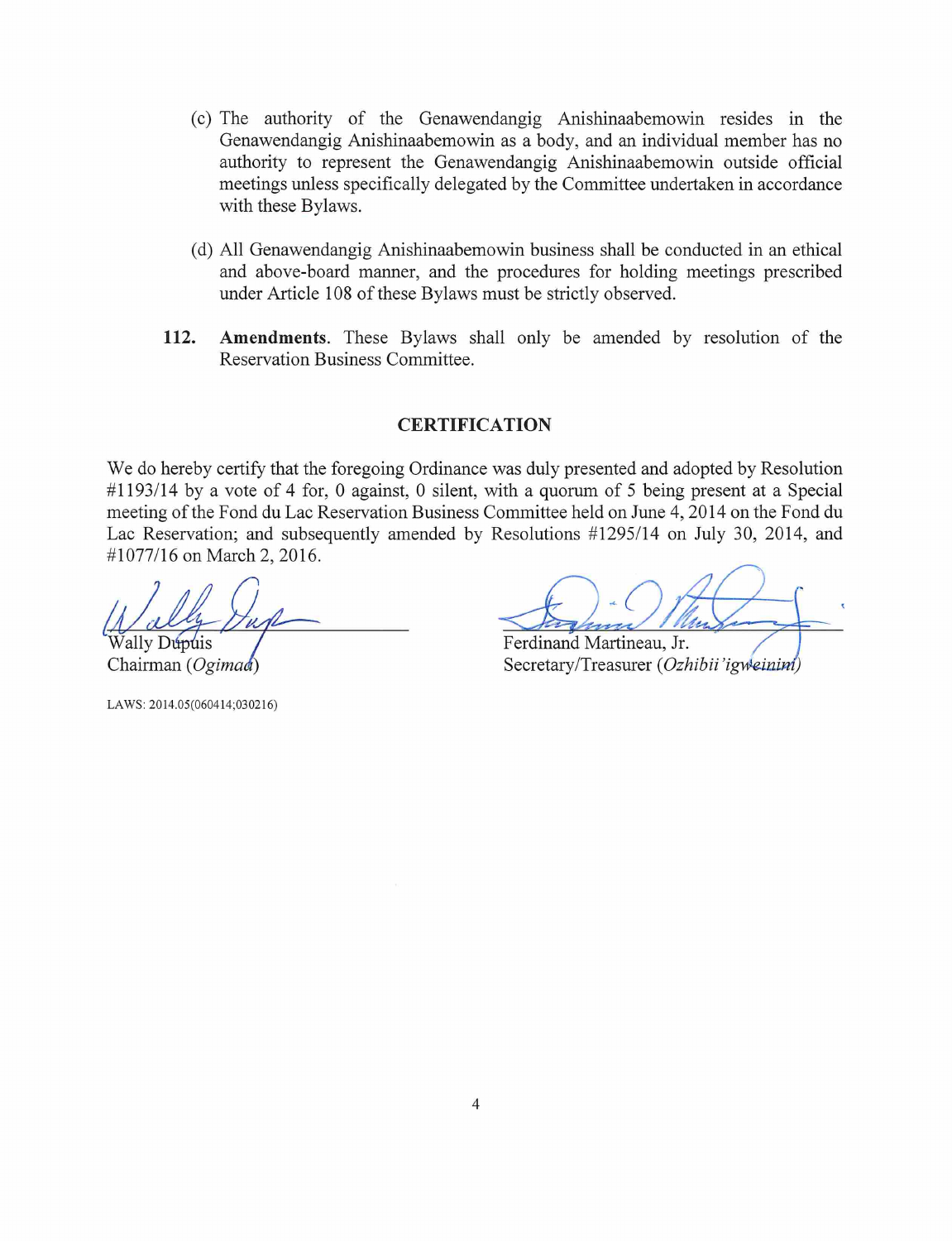(c) The authority of the Genawendangig Anishinaabemowin resides in the Genawendangig Anishinaabemowin as a body, and an individual member has no authority to represent the Genawendangig Anishinaabemowin outside official meetings unless specifically delegated by the Committee undertaken in accordance with these Bylaws.

(d) All Genawendangig Anishinaabemowin business shall be conducted in an ethical and above-board manner, and the procedures for holding meetings prescribed under Article 108 of these Bylaws must be strictly observed.

**112. Amendments**. These Bylaws shall only be amended by resolution of the Reservation Business Committee.

## CERTIFICATION

We do hereby certify that the foregoing Ordinance was duly presented and adopted by Resolution #1193/14 by a vote of 4 for, 0 against, 0 silent, with a quorum of 5 being present at a Special meeting of the Fond du Lac Reservation Business Committee held on June 4, 2014 on the Fond du Lac Reservation; and subsequently amended by Resolutions #1295/14 on July 30, 2014, and #1077/16 on March 2, 2016.

Wally Dupuis
Chairman (*Ogimaa*)

Ferdinand Martineau, Jr.
Secretary/Treasurer (*Ozhibii'igweinini*)

LAWS: 2014.05(060414;030216)